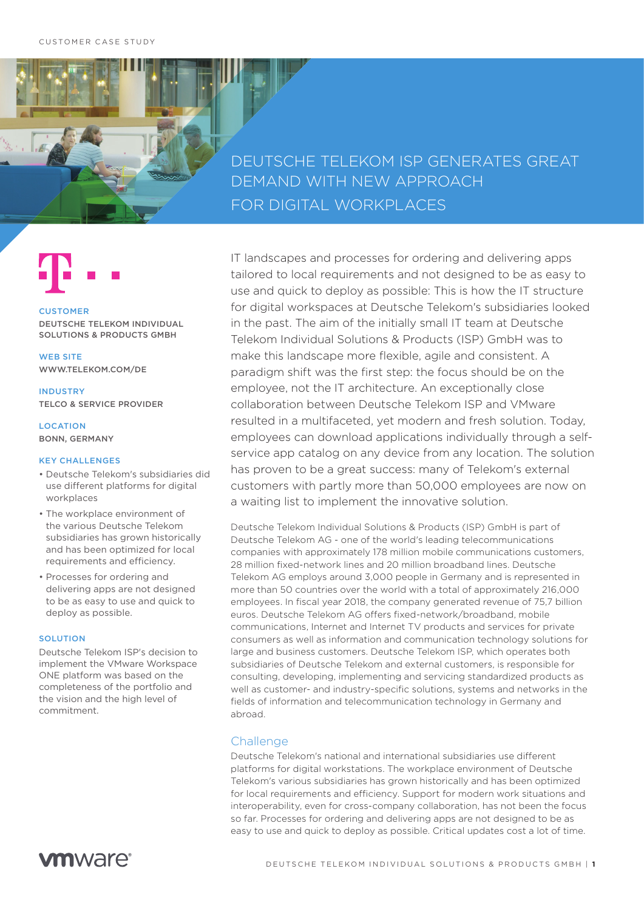CUSTOMER CASE STUDY

# DEUTSCHE TELEKOM ISP GENERATES GREAT DEMAND WITH NEW APPROACH FOR DIGITAL WORKPLACES

**CUSTOMER**
DEUTSCHE TELEKOM INDIVIDUAL SOLUTIONS & PRODUCTS GMBH

**WEB SITE**
WWW.TELEKOM.COM/DE

**INDUSTRY**
TELCO & SERVICE PROVIDER

**LOCATION**
BONN, GERMANY

**KEY CHALLENGES**

- Deutsche Telekom's subsidiaries did use different platforms for digital workplaces
- The workplace environment of the various Deutsche Telekom subsidiaries has grown historically and has been optimized for local requirements and efficiency.
- Processes for ordering and delivering apps are not designed to be as easy to use and quick to deploy as possible.

**SOLUTION**

Deutsche Telekom ISP's decision to implement the VMware Workspace ONE platform was based on the completeness of the portfolio and the vision and the high level of commitment.

IT landscapes and processes for ordering and delivering apps tailored to local requirements and not designed to be as easy to use and quick to deploy as possible: This is how the IT structure for digital workspaces at Deutsche Telekom's subsidiaries looked in the past. The aim of the initially small IT team at Deutsche Telekom Individual Solutions & Products (ISP) GmbH was to make this landscape more flexible, agile and consistent. A paradigm shift was the first step: the focus should be on the employee, not the IT architecture. An exceptionally close collaboration between Deutsche Telekom ISP and VMware resulted in a multifaceted, yet modern and fresh solution. Today, employees can download applications individually through a self-service app catalog on any device from any location. The solution has proven to be a great success: many of Telekom's external customers with partly more than 50,000 employees are now on a waiting list to implement the innovative solution.

Deutsche Telekom Individual Solutions & Products (ISP) GmbH is part of Deutsche Telekom AG - one of the world's leading telecommunications companies with approximately 178 million mobile communications customers, 28 million fixed-network lines and 20 million broadband lines. Deutsche Telekom AG employs around 3,000 people in Germany and is represented in more than 50 countries over the world with a total of approximately 216,000 employees. In fiscal year 2018, the company generated revenue of 75,7 billion euros. Deutsche Telekom AG offers fixed-network/broadband, mobile communications, Internet and Internet TV products and services for private consumers as well as information and communication technology solutions for large and business customers. Deutsche Telekom ISP, which operates both subsidiaries of Deutsche Telekom and external customers, is responsible for consulting, developing, implementing and servicing standardized products as well as customer- and industry-specific solutions, systems and networks in the fields of information and telecommunication technology in Germany and abroad.

## Challenge

Deutsche Telekom's national and international subsidiaries use different platforms for digital workstations. The workplace environment of Deutsche Telekom's various subsidiaries has grown historically and has been optimized for local requirements and efficiency. Support for modern work situations and interoperability, even for cross-company collaboration, has not been the focus so far. Processes for ordering and delivering apps are not designed to be as easy to use and quick to deploy as possible. Critical updates cost a lot of time.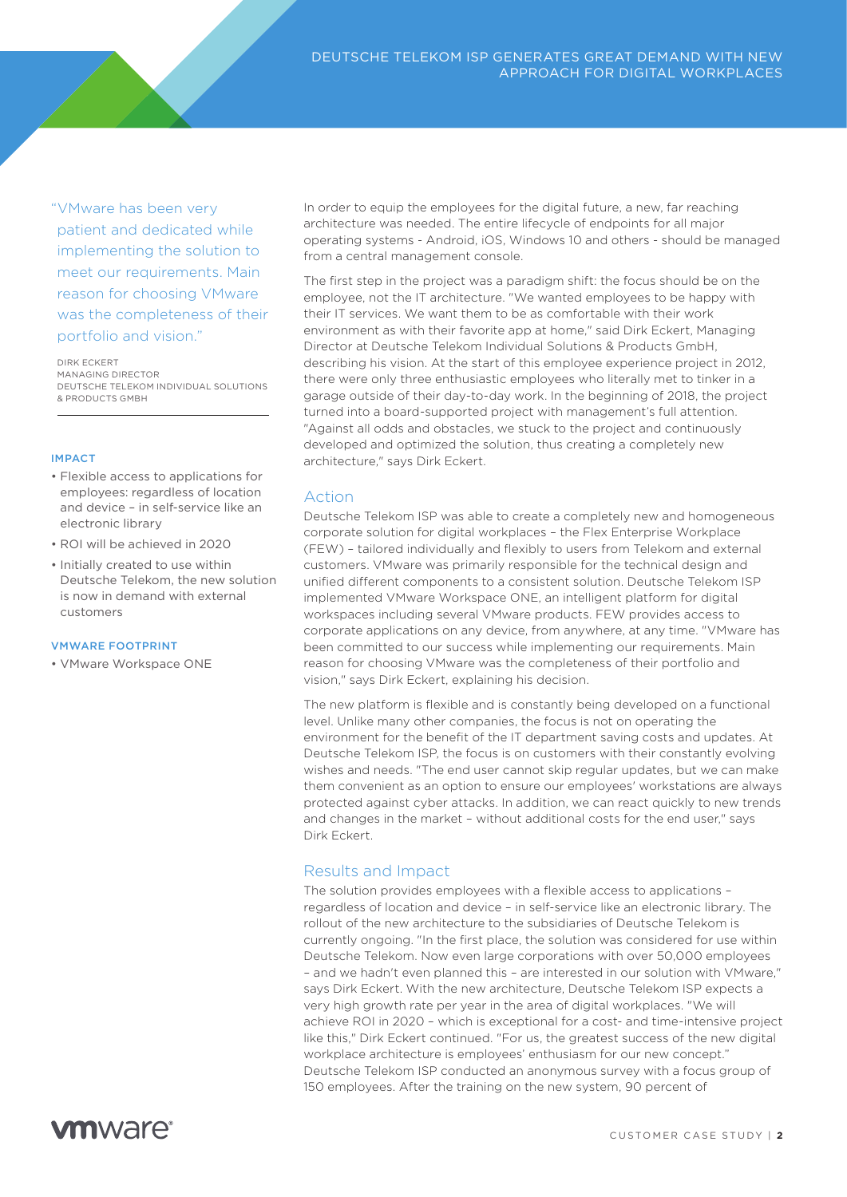> "VMware has been very patient and dedicated while implementing the solution to meet our requirements. Main reason for choosing VMware was the completeness of their portfolio and vision."

DIRK ECKERT
MANAGING DIRECTOR
DEUTSCHE TELEKOM INDIVIDUAL SOLUTIONS & PRODUCTS GMBH

**IMPACT**

- Flexible access to applications for employees: regardless of location and device – in self-service like an electronic library
- ROI will be achieved in 2020
- Initially created to use within Deutsche Telekom, the new solution is now in demand with external customers

**VMWARE FOOTPRINT**

- VMware Workspace ONE

In order to equip the employees for the digital future, a new, far reaching architecture was needed. The entire lifecycle of endpoints for all major operating systems - Android, iOS, Windows 10 and others - should be managed from a central management console.

The first step in the project was a paradigm shift: the focus should be on the employee, not the IT architecture. "We wanted employees to be happy with their IT services. We want them to be as comfortable with their work environment as with their favorite app at home," said Dirk Eckert, Managing Director at Deutsche Telekom Individual Solutions & Products GmbH, describing his vision. At the start of this employee experience project in 2012, there were only three enthusiastic employees who literally met to tinker in a garage outside of their day-to-day work. In the beginning of 2018, the project turned into a board-supported project with management's full attention. "Against all odds and obstacles, we stuck to the project and continuously developed and optimized the solution, thus creating a completely new architecture," says Dirk Eckert.

## Action

Deutsche Telekom ISP was able to create a completely new and homogeneous corporate solution for digital workplaces – the Flex Enterprise Workplace (FEW) – tailored individually and flexibly to users from Telekom and external customers. VMware was primarily responsible for the technical design and unified different components to a consistent solution. Deutsche Telekom ISP implemented VMware Workspace ONE, an intelligent platform for digital workspaces including several VMware products. FEW provides access to corporate applications on any device, from anywhere, at any time. "VMware has been committed to our success while implementing our requirements. Main reason for choosing VMware was the completeness of their portfolio and vision," says Dirk Eckert, explaining his decision.

The new platform is flexible and is constantly being developed on a functional level. Unlike many other companies, the focus is not on operating the environment for the benefit of the IT department saving costs and updates. At Deutsche Telekom ISP, the focus is on customers with their constantly evolving wishes and needs. "The end user cannot skip regular updates, but we can make them convenient as an option to ensure our employees' workstations are always protected against cyber attacks. In addition, we can react quickly to new trends and changes in the market – without additional costs for the end user," says Dirk Eckert.

## Results and Impact

The solution provides employees with a flexible access to applications – regardless of location and device – in self-service like an electronic library. The rollout of the new architecture to the subsidiaries of Deutsche Telekom is currently ongoing. "In the first place, the solution was considered for use within Deutsche Telekom. Now even large corporations with over 50,000 employees – and we hadn't even planned this – are interested in our solution with VMware," says Dirk Eckert. With the new architecture, Deutsche Telekom ISP expects a very high growth rate per year in the area of digital workplaces. "We will achieve ROI in 2020 – which is exceptional for a cost- and time-intensive project like this," Dirk Eckert continued. "For us, the greatest success of the new digital workplace architecture is employees' enthusiasm for our new concept." Deutsche Telekom ISP conducted an anonymous survey with a focus group of 150 employees. After the training on the new system, 90 percent of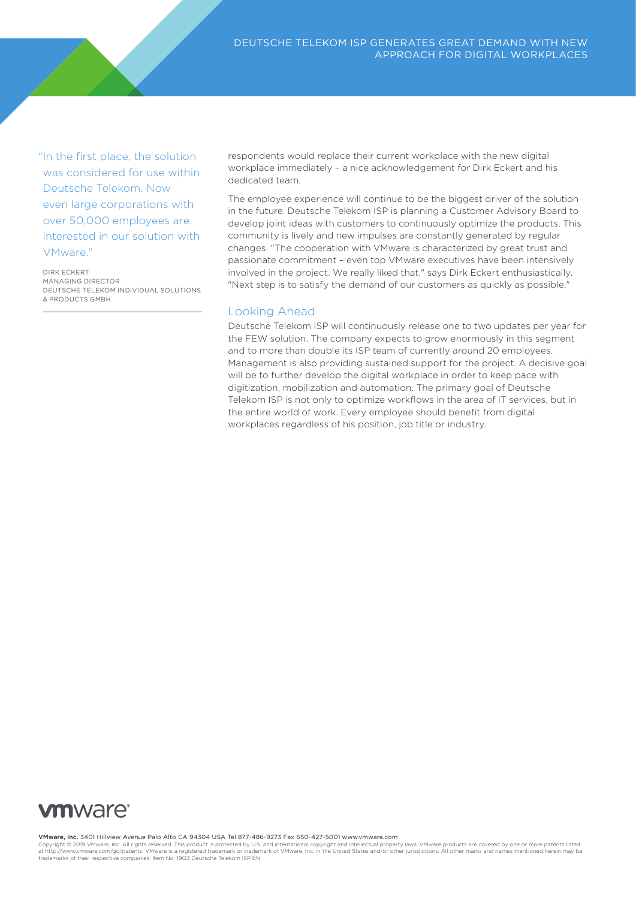"In the first place, the solution was considered for use within Deutsche Telekom. Now even large corporations with over 50,000 employees are interested in our solution with VMware."

DIRK ECKERT
MANAGING DIRECTOR
DEUTSCHE TELEKOM INDIVIDUAL SOLUTIONS & PRODUCTS GMBH

respondents would replace their current workplace with the new digital workplace immediately – a nice acknowledgement for Dirk Eckert and his dedicated team.

The employee experience will continue to be the biggest driver of the solution in the future. Deutsche Telekom ISP is planning a Customer Advisory Board to develop joint ideas with customers to continuously optimize the products. This community is lively and new impulses are constantly generated by regular changes. "The cooperation with VMware is characterized by great trust and passionate commitment – even top VMware executives have been intensively involved in the project. We really liked that," says Dirk Eckert enthusiastically. "Next step is to satisfy the demand of our customers as quickly as possible."

## Looking Ahead

Deutsche Telekom ISP will continuously release one to two updates per year for the FEW solution. The company expects to grow enormously in this segment and to more than double its ISP team of currently around 20 employees. Management is also providing sustained support for the project. A decisive goal will be to further develop the digital workplace in order to keep pace with digitization, mobilization and automation. The primary goal of Deutsche Telekom ISP is not only to optimize workflows in the area of IT services, but in the entire world of work. Every employee should benefit from digital workplaces regardless of his position, job title or industry.

**VMware, Inc.** 3401 Hillview Avenue Palo Alto CA 94304 USA Tel 877-486-9273 Fax 650-427-5001 www.vmware.com
Copyright © 2019 VMware, Inc. All rights reserved. This product is protected by U.S. and international copyright and intellectual property laws. VMware products are covered by one or more patents listed at http://www.vmware.com/go/patents. VMware is a registered trademark or trademark of VMware, Inc. in the United States and/or other jurisdictions. All other marks and names mentioned herein may be trademarks of their respective companies. Item No: 19Q3 Deutsche Telekom ISP EN